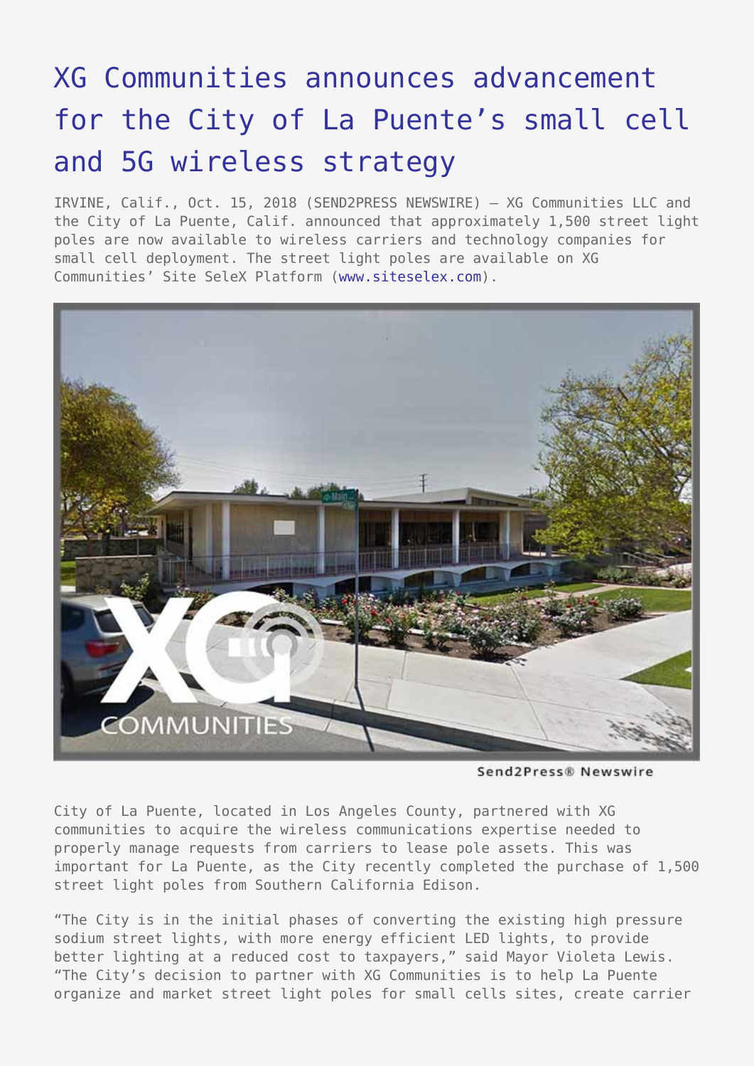# XG Communities announces advancement for the City of La Puente's small cell and 5G wireless strategy

IRVINE, Calif., Oct. 15, 2018 (SEND2PRESS NEWSWIRE) — XG Communities LLC and the City of La Puente, Calif. announced that approximately 1,500 street light poles are now available to wireless carriers and technology companies for small cell deployment. The street light poles are available on XG Communities' Site SeleX Platform (www.siteselex.com).

City of La Puente, located in Los Angeles County, partnered with XG communities to acquire the wireless communications expertise needed to properly manage requests from carriers to lease pole assets. This was important for La Puente, as the City recently completed the purchase of 1,500 street light poles from Southern California Edison.

"The City is in the initial phases of converting the existing high pressure sodium street lights, with more energy efficient LED lights, to provide better lighting at a reduced cost to taxpayers," said Mayor Violeta Lewis. "The City's decision to partner with XG Communities is to help La Puente organize and market street light poles for small cells sites, create carrier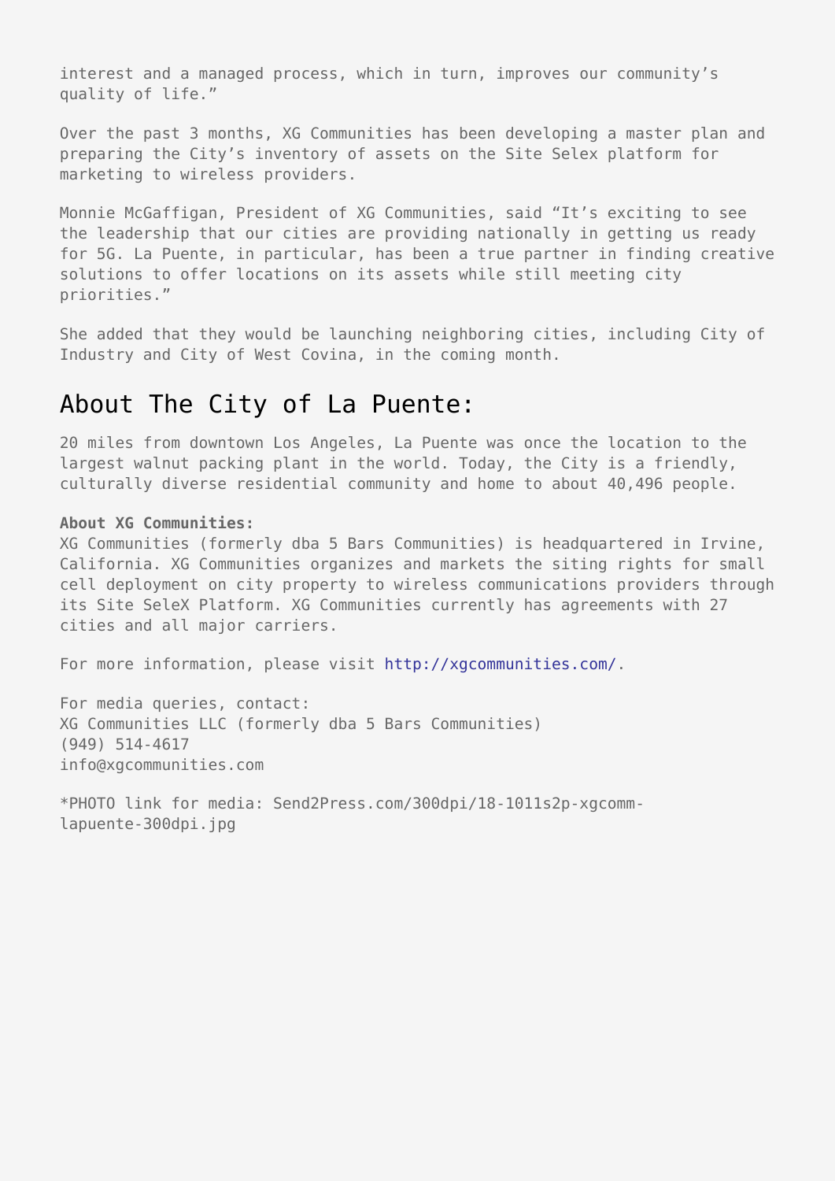interest and a managed process, which in turn, improves our community's quality of life."

Over the past 3 months, XG Communities has been developing a master plan and preparing the City's inventory of assets on the Site Selex platform for marketing to wireless providers.

Monnie McGaffigan, President of XG Communities, said "It's exciting to see the leadership that our cities are providing nationally in getting us ready for 5G. La Puente, in particular, has been a true partner in finding creative solutions to offer locations on its assets while still meeting city priorities."

She added that they would be launching neighboring cities, including City of Industry and City of West Covina, in the coming month.

## About The City of La Puente:

20 miles from downtown Los Angeles, La Puente was once the location to the largest walnut packing plant in the world. Today, the City is a friendly, culturally diverse residential community and home to about 40,496 people.

**About XG Communities:**
XG Communities (formerly dba 5 Bars Communities) is headquartered in Irvine, California. XG Communities organizes and markets the siting rights for small cell deployment on city property to wireless communications providers through its Site SeleX Platform. XG Communities currently has agreements with 27 cities and all major carriers.

For more information, please visit http://xgcommunities.com/.

For media queries, contact:
XG Communities LLC (formerly dba 5 Bars Communities)
(949) 514-4617
info@xgcommunities.com

*PHOTO link for media: Send2Press.com/300dpi/18-1011s2p-xgcomm-lapuente-300dpi.jpg